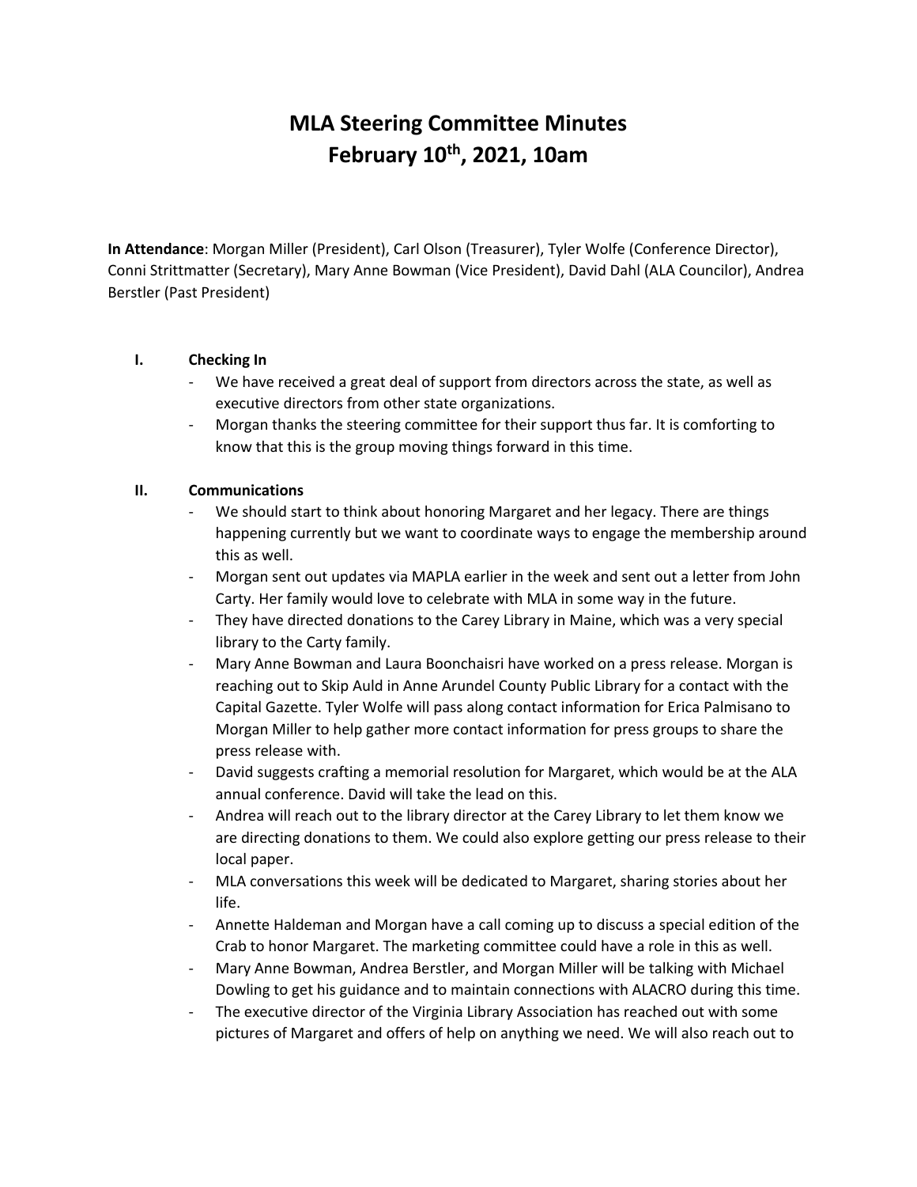# MLA Steering Committee Minutes
# February 10th, 2021, 10am

**In Attendance**: Morgan Miller (President), Carl Olson (Treasurer), Tyler Wolfe (Conference Director), Conni Strittmatter (Secretary), Mary Anne Bowman (Vice President), David Dahl (ALA Councilor), Andrea Berstler (Past President)

## I. Checking In

- We have received a great deal of support from directors across the state, as well as executive directors from other state organizations.
- Morgan thanks the steering committee for their support thus far. It is comforting to know that this is the group moving things forward in this time.

## II. Communications

- We should start to think about honoring Margaret and her legacy. There are things happening currently but we want to coordinate ways to engage the membership around this as well.
- Morgan sent out updates via MAPLA earlier in the week and sent out a letter from John Carty. Her family would love to celebrate with MLA in some way in the future.
- They have directed donations to the Carey Library in Maine, which was a very special library to the Carty family.
- Mary Anne Bowman and Laura Boonchaisri have worked on a press release. Morgan is reaching out to Skip Auld in Anne Arundel County Public Library for a contact with the Capital Gazette. Tyler Wolfe will pass along contact information for Erica Palmisano to Morgan Miller to help gather more contact information for press groups to share the press release with.
- David suggests crafting a memorial resolution for Margaret, which would be at the ALA annual conference. David will take the lead on this.
- Andrea will reach out to the library director at the Carey Library to let them know we are directing donations to them. We could also explore getting our press release to their local paper.
- MLA conversations this week will be dedicated to Margaret, sharing stories about her life.
- Annette Haldeman and Morgan have a call coming up to discuss a special edition of the Crab to honor Margaret. The marketing committee could have a role in this as well.
- Mary Anne Bowman, Andrea Berstler, and Morgan Miller will be talking with Michael Dowling to get his guidance and to maintain connections with ALACRO during this time.
- The executive director of the Virginia Library Association has reached out with some pictures of Margaret and offers of help on anything we need. We will also reach out to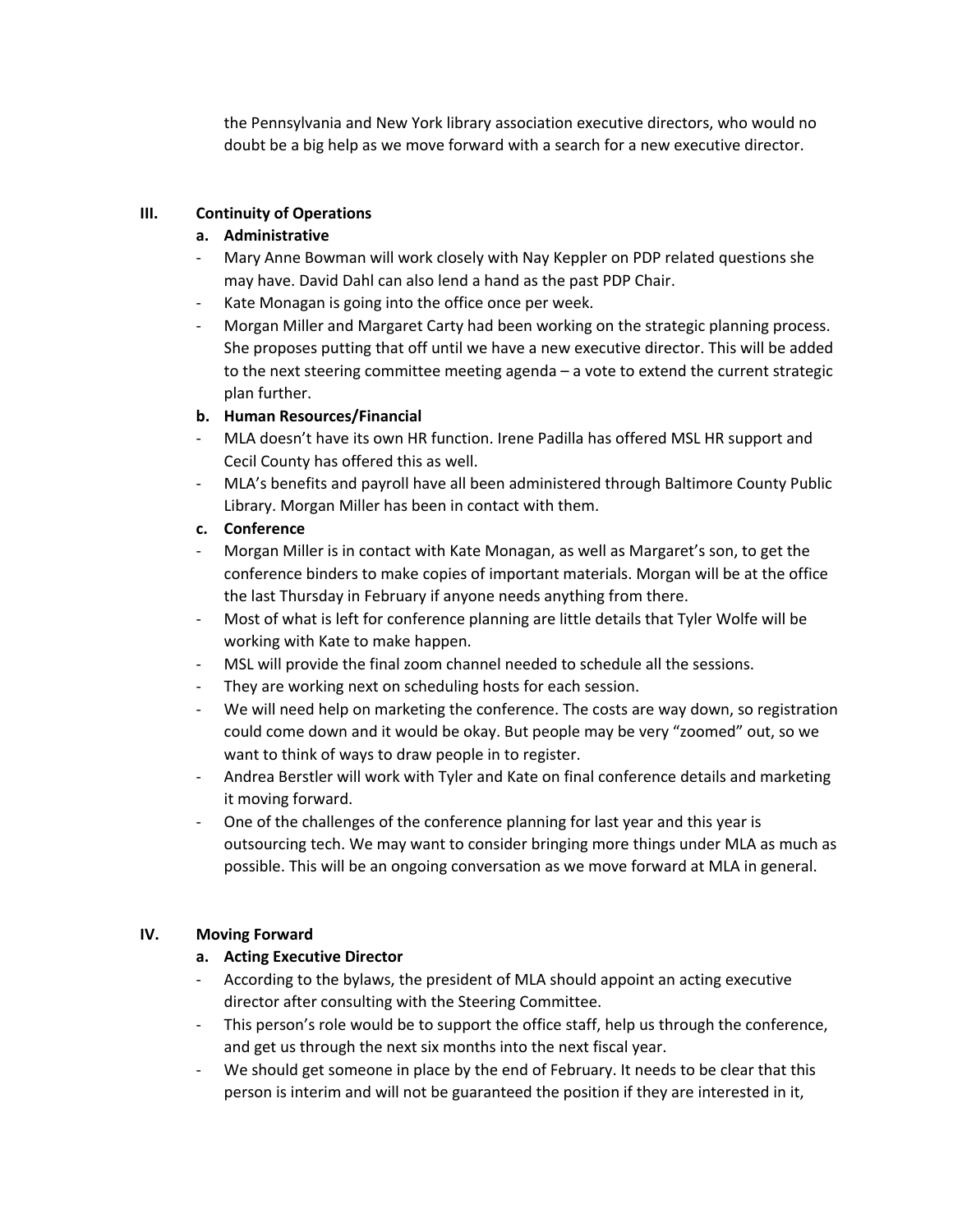the Pennsylvania and New York library association executive directors, who would no doubt be a big help as we move forward with a search for a new executive director.

## III. Continuity of Operations

### a. Administrative

- Mary Anne Bowman will work closely with Nay Keppler on PDP related questions she may have. David Dahl can also lend a hand as the past PDP Chair.
- Kate Monagan is going into the office once per week.
- Morgan Miller and Margaret Carty had been working on the strategic planning process. She proposes putting that off until we have a new executive director. This will be added to the next steering committee meeting agenda – a vote to extend the current strategic plan further.

### b. Human Resources/Financial

- MLA doesn't have its own HR function. Irene Padilla has offered MSL HR support and Cecil County has offered this as well.
- MLA's benefits and payroll have all been administered through Baltimore County Public Library. Morgan Miller has been in contact with them.

### c. Conference

- Morgan Miller is in contact with Kate Monagan, as well as Margaret's son, to get the conference binders to make copies of important materials. Morgan will be at the office the last Thursday in February if anyone needs anything from there.
- Most of what is left for conference planning are little details that Tyler Wolfe will be working with Kate to make happen.
- MSL will provide the final zoom channel needed to schedule all the sessions.
- They are working next on scheduling hosts for each session.
- We will need help on marketing the conference. The costs are way down, so registration could come down and it would be okay. But people may be very "zoomed" out, so we want to think of ways to draw people in to register.
- Andrea Berstler will work with Tyler and Kate on final conference details and marketing it moving forward.
- One of the challenges of the conference planning for last year and this year is outsourcing tech. We may want to consider bringing more things under MLA as much as possible. This will be an ongoing conversation as we move forward at MLA in general.

## IV. Moving Forward

### a. Acting Executive Director

- According to the bylaws, the president of MLA should appoint an acting executive director after consulting with the Steering Committee.
- This person's role would be to support the office staff, help us through the conference, and get us through the next six months into the next fiscal year.
- We should get someone in place by the end of February. It needs to be clear that this person is interim and will not be guaranteed the position if they are interested in it,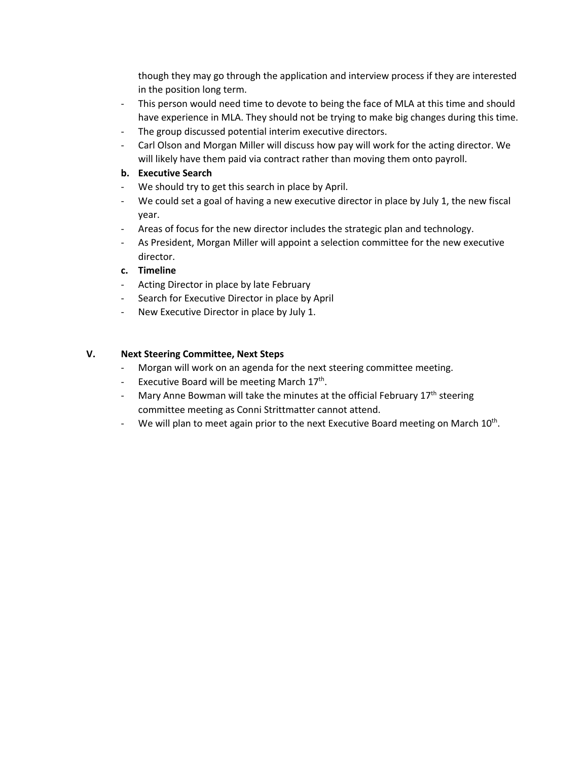though they may go through the application and interview process if they are interested in the position long term.

- This person would need time to devote to being the face of MLA at this time and should have experience in MLA. They should not be trying to make big changes during this time.
- The group discussed potential interim executive directors.
- Carl Olson and Morgan Miller will discuss how pay will work for the acting director. We will likely have them paid via contract rather than moving them onto payroll.

**b. Executive Search**

- We should try to get this search in place by April.
- We could set a goal of having a new executive director in place by July 1, the new fiscal year.
- Areas of focus for the new director includes the strategic plan and technology.
- As President, Morgan Miller will appoint a selection committee for the new executive director.

**c. Timeline**

- Acting Director in place by late February
- Search for Executive Director in place by April
- New Executive Director in place by July 1.

**V. Next Steering Committee, Next Steps**

- Morgan will work on an agenda for the next steering committee meeting.
- Executive Board will be meeting March 17th.
- Mary Anne Bowman will take the minutes at the official February 17th steering committee meeting as Conni Strittmatter cannot attend.
- We will plan to meet again prior to the next Executive Board meeting on March 10th.